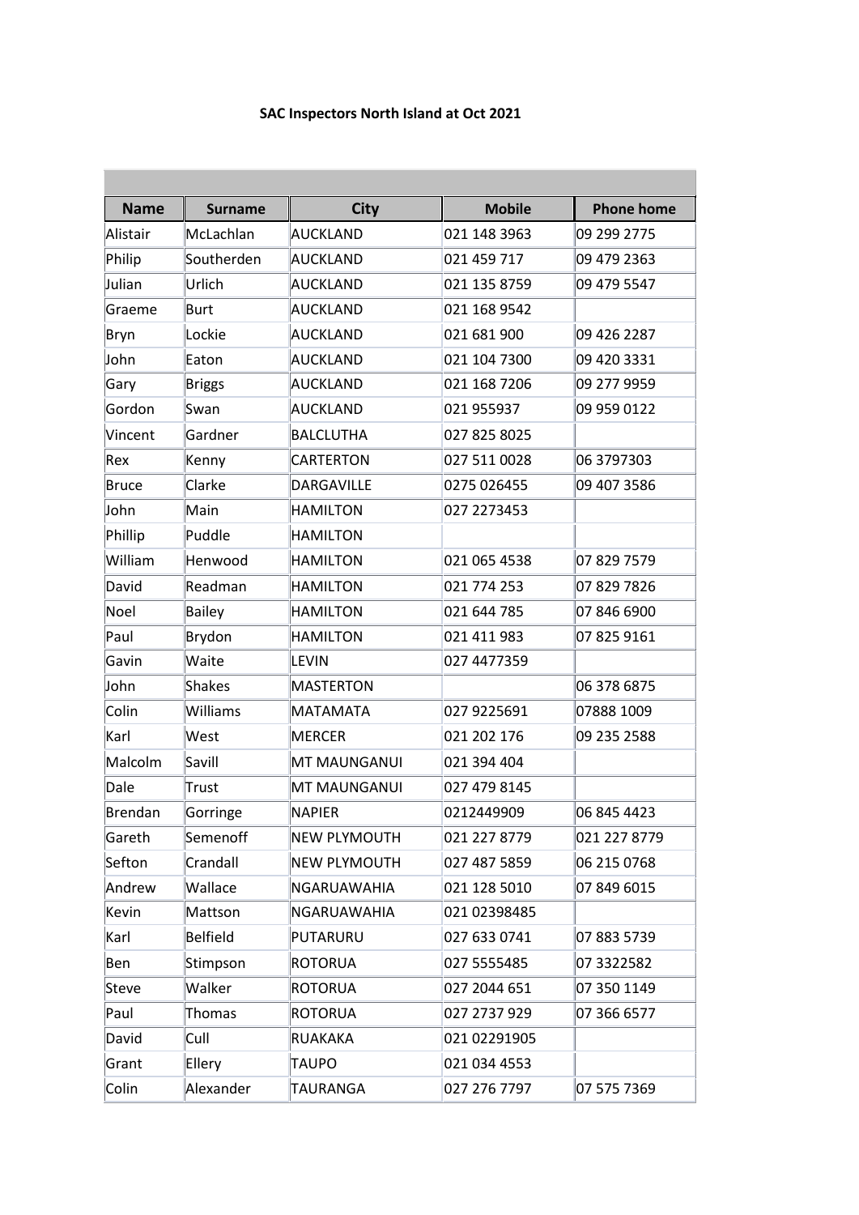**SAC Inspectors North Island at Oct 2021**

| Name | Surname | City | Mobile | Phone home |
|---|---|---|---|---|
| Alistair | McLachlan | AUCKLAND | 021 148 3963 | 09 299 2775 |
| Philip | Southerden | AUCKLAND | 021 459 717 | 09 479 2363 |
| Julian | Urlich | AUCKLAND | 021 135 8759 | 09 479 5547 |
| Graeme | Burt | AUCKLAND | 021 168 9542 | |
| Bryn | Lockie | AUCKLAND | 021 681 900 | 09 426 2287 |
| John | Eaton | AUCKLAND | 021 104 7300 | 09 420 3331 |
| Gary | Briggs | AUCKLAND | 021 168 7206 | 09 277 9959 |
| Gordon | Swan | AUCKLAND | 021 955937 | 09 959 0122 |
| Vincent | Gardner | BALCLUTHA | 027 825 8025 | |
| Rex | Kenny | CARTERTON | 027 511 0028 | 06 3797303 |
| Bruce | Clarke | DARGAVILLE | 0275 026455 | 09 407 3586 |
| John | Main | HAMILTON | 027 2273453 | |
| Phillip | Puddle | HAMILTON | | |
| William | Henwood | HAMILTON | 021 065 4538 | 07 829 7579 |
| David | Readman | HAMILTON | 021 774 253 | 07 829 7826 |
| Noel | Bailey | HAMILTON | 021 644 785 | 07 846 6900 |
| Paul | Brydon | HAMILTON | 021 411 983 | 07 825 9161 |
| Gavin | Waite | LEVIN | 027 4477359 | |
| John | Shakes | MASTERTON | | 06 378 6875 |
| Colin | Williams | MATAMATA | 027 9225691 | 07888 1009 |
| Karl | West | MERCER | 021 202 176 | 09 235 2588 |
| Malcolm | Savill | MT MAUNGANUI | 021 394 404 | |
| Dale | Trust | MT MAUNGANUI | 027 479 8145 | |
| Brendan | Gorringe | NAPIER | 0212449909 | 06 845 4423 |
| Gareth | Semenoff | NEW PLYMOUTH | 021 227 8779 | 021 227 8779 |
| Sefton | Crandall | NEW PLYMOUTH | 027 487 5859 | 06 215 0768 |
| Andrew | Wallace | NGARUAWAHIA | 021 128 5010 | 07 849 6015 |
| Kevin | Mattson | NGARUAWAHIA | 021 02398485 | |
| Karl | Belfield | PUTARURU | 027 633 0741 | 07 883 5739 |
| Ben | Stimpson | ROTORUA | 027 5555485 | 07 3322582 |
| Steve | Walker | ROTORUA | 027 2044 651 | 07 350 1149 |
| Paul | Thomas | ROTORUA | 027 2737 929 | 07 366 6577 |
| David | Cull | RUAKAKA | 021 02291905 | |
| Grant | Ellery | TAUPO | 021 034 4553 | |
| Colin | Alexander | TAURANGA | 027 276 7797 | 07 575 7369 |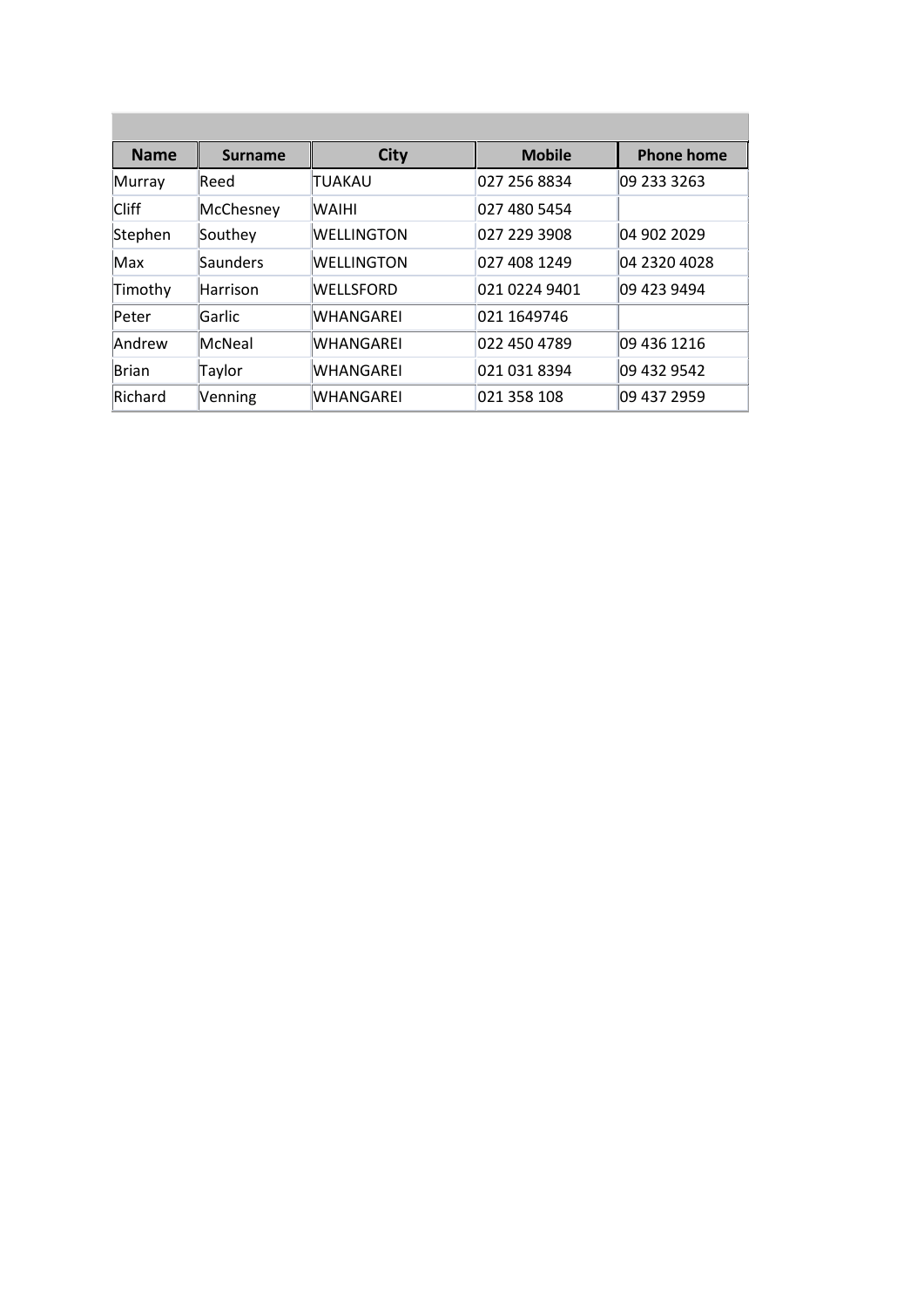| Name | Surname | City | Mobile | Phone home |
|---|---|---|---|---|
| Murray | Reed | TUAKAU | 027 256 8834 | 09 233 3263 |
| Cliff | McChesney | WAIHI | 027 480 5454 | |
| Stephen | Southey | WELLINGTON | 027 229 3908 | 04 902 2029 |
| Max | Saunders | WELLINGTON | 027 408 1249 | 04 2320 4028 |
| Timothy | Harrison | WELLSFORD | 021 0224 9401 | 09 423 9494 |
| Peter | Garlic | WHANGAREI | 021 1649746 | |
| Andrew | McNeal | WHANGAREI | 022 450 4789 | 09 436 1216 |
| Brian | Taylor | WHANGAREI | 021 031 8394 | 09 432 9542 |
| Richard | Venning | WHANGAREI | 021 358 108 | 09 437 2959 |